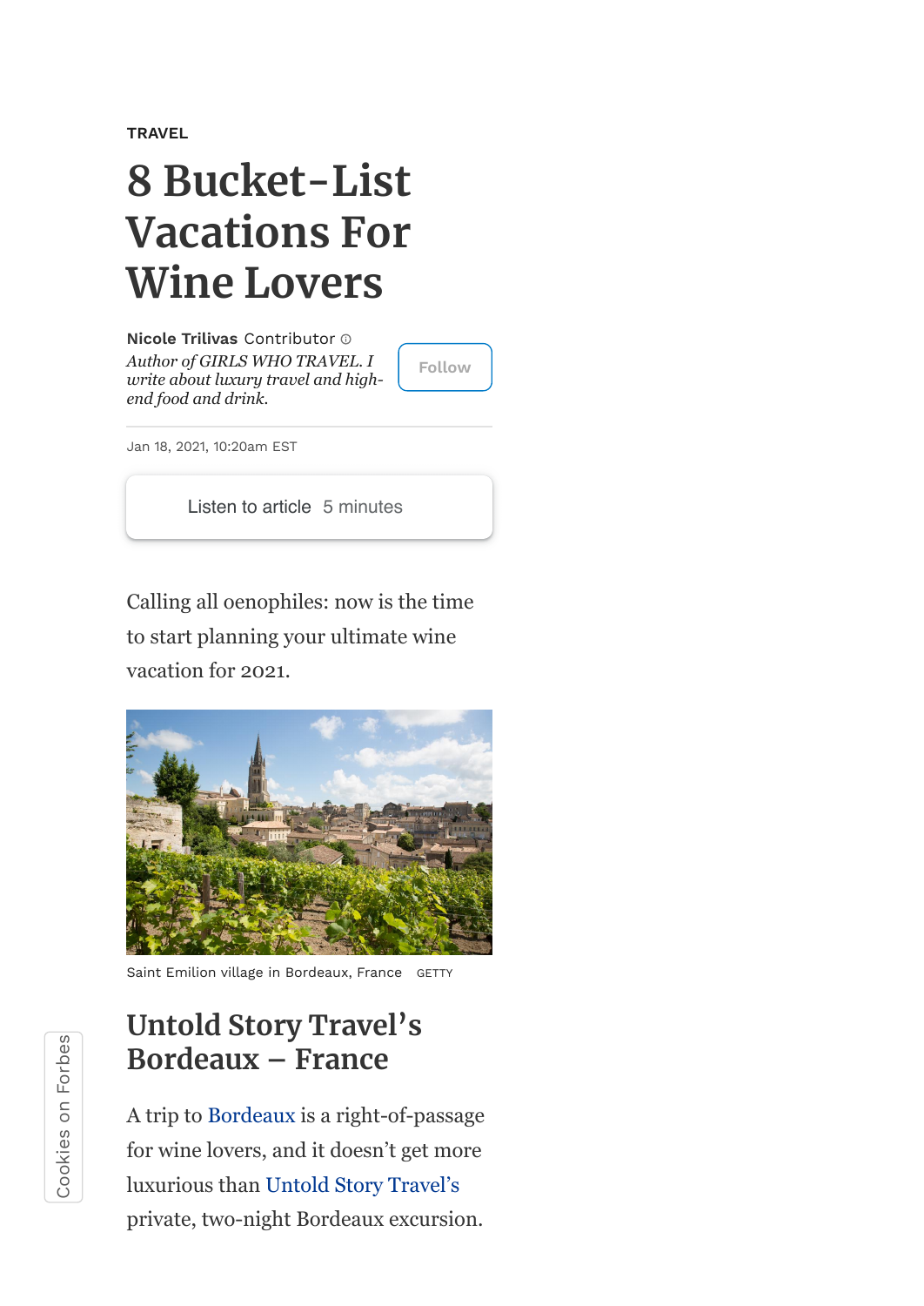TRAVEL

# 8 Bucket-List Vacations For Wine Lovers

**Nicole Trilivas** Contributor

*Author of GIRLS WHO TRAVEL. I write about luxury travel and high-end food and drink.*

Follow

Jan 18, 2021, 10:20am EST

Listen to article 5 minutes

Calling all oenophiles: now is the time to start planning your ultimate wine vacation for 2021.

Saint Emilion village in Bordeaux, France GETTY

## Untold Story Travel's Bordeaux – France

A trip to Bordeaux is a right-of-passage for wine lovers, and it doesn't get more luxurious than Untold Story Travel's private, two-night Bordeaux excursion.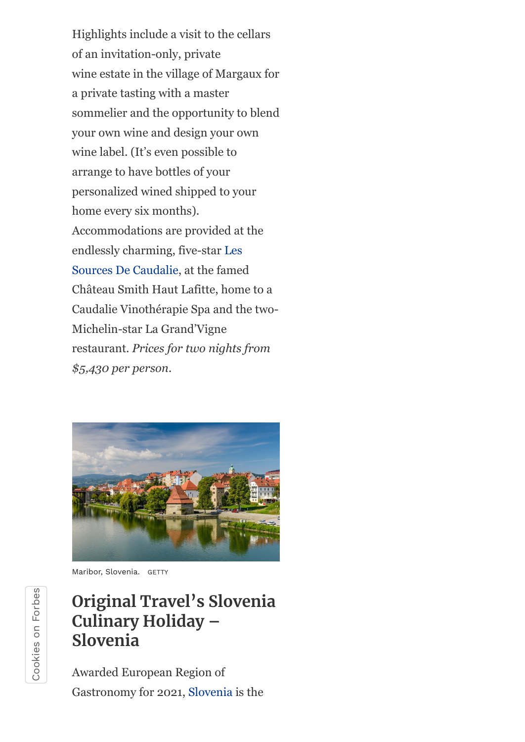Highlights include a visit to the cellars of an invitation-only, private wine estate in the village of Margaux for a private tasting with a master sommelier and the opportunity to blend your own wine and design your own wine label. (It's even possible to arrange to have bottles of your personalized wined shipped to your home every six months). Accommodations are provided at the endlessly charming, five-star Les Sources De Caudalie, at the famed Château Smith Haut Lafitte, home to a Caudalie Vinothérapie Spa and the two-Michelin-star La Grand'Vigne restaurant. *Prices for two nights from $5,430 per person.*

Maribor, Slovenia. GETTY

## Original Travel's Slovenia Culinary Holiday – Slovenia

Awarded European Region of Gastronomy for 2021, Slovenia is the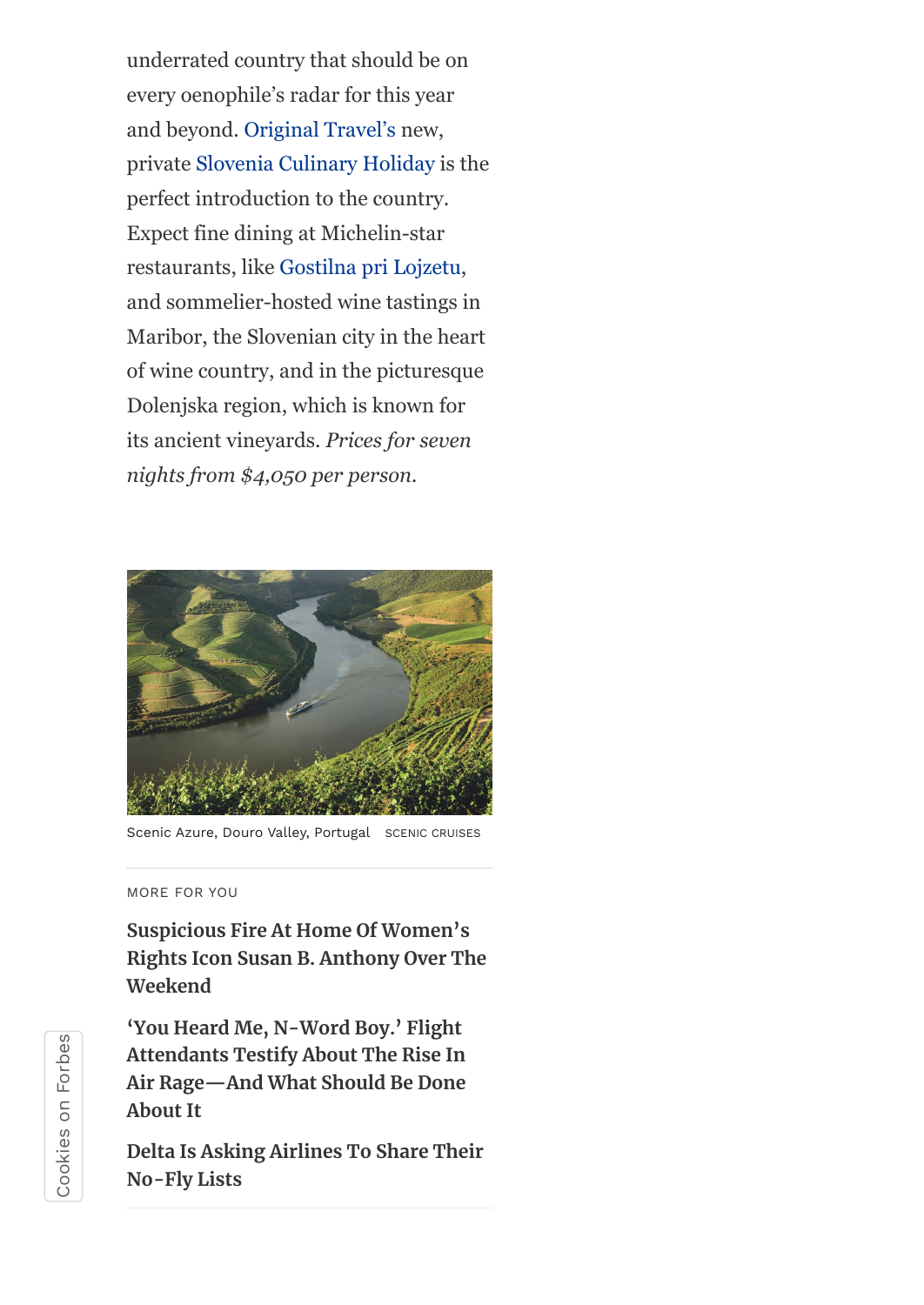underrated country that should be on every oenophile's radar for this year and beyond. Original Travel's new, private Slovenia Culinary Holiday is the perfect introduction to the country. Expect fine dining at Michelin-star restaurants, like Gostilna pri Lojzetu, and sommelier-hosted wine tastings in Maribor, the Slovenian city in the heart of wine country, and in the picturesque Dolenjska region, which is known for its ancient vineyards. *Prices for seven nights from $4,050 per person.*

Scenic Azure, Douro Valley, Portugal SCENIC CRUISES

MORE FOR YOU

**Suspicious Fire At Home Of Women's Rights Icon Susan B. Anthony Over The Weekend**

**'You Heard Me, N-Word Boy.' Flight Attendants Testify About The Rise In Air Rage—And What Should Be Done About It**

**Delta Is Asking Airlines To Share Their No-Fly Lists**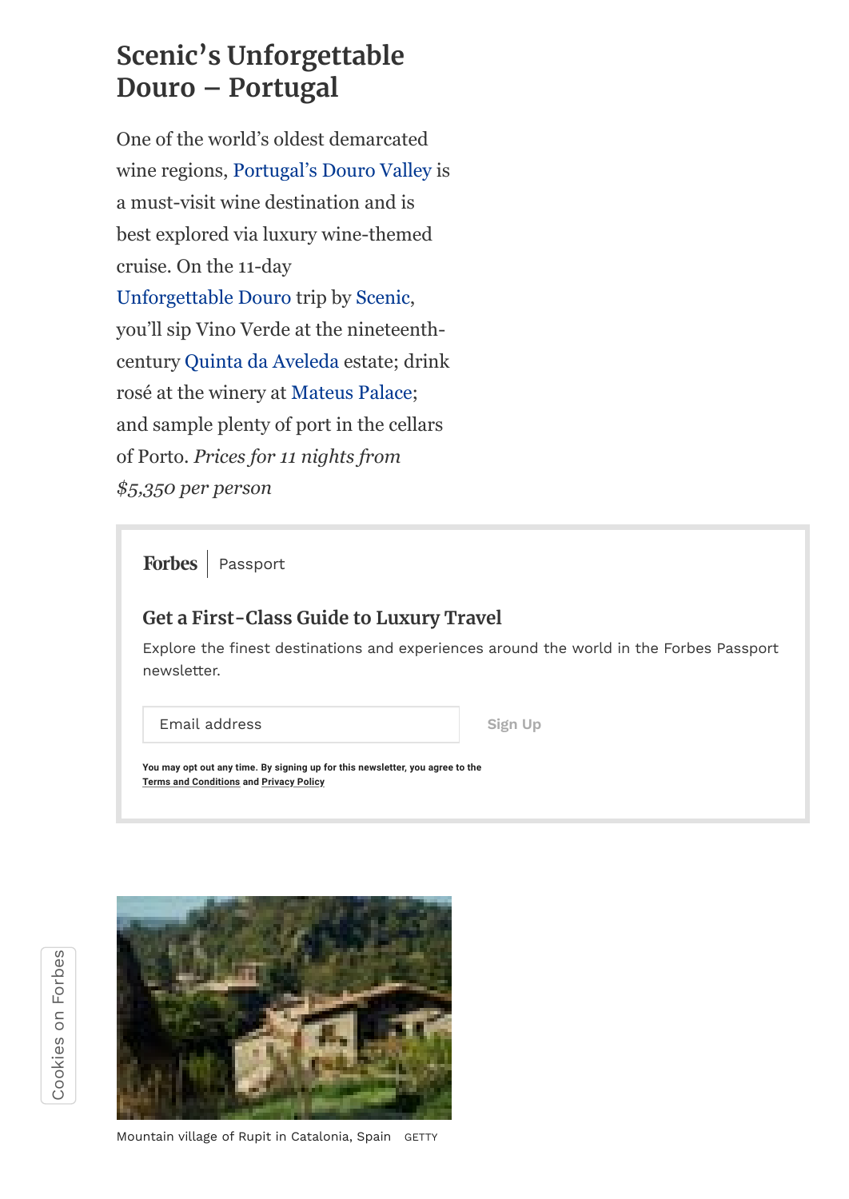## Scenic's Unforgettable Douro – Portugal

One of the world's oldest demarcated wine regions, Portugal's Douro Valley is a must-visit wine destination and is best explored via luxury wine-themed cruise. On the 11-day Unforgettable Douro trip by Scenic, you'll sip Vino Verde at the nineteenth-century Quinta da Aveleda estate; drink rosé at the winery at Mateus Palace; and sample plenty of port in the cellars of Porto. *Prices for 11 nights from $5,350 per person*

Forbes | Passport

**Get a First-Class Guide to Luxury Travel**

Explore the finest destinations and experiences around the world in the Forbes Passport newsletter.

Email address

Sign Up

You may opt out any time. By signing up for this newsletter, you agree to the Terms and Conditions and Privacy Policy

Mountain village of Rupit in Catalonia, Spain GETTY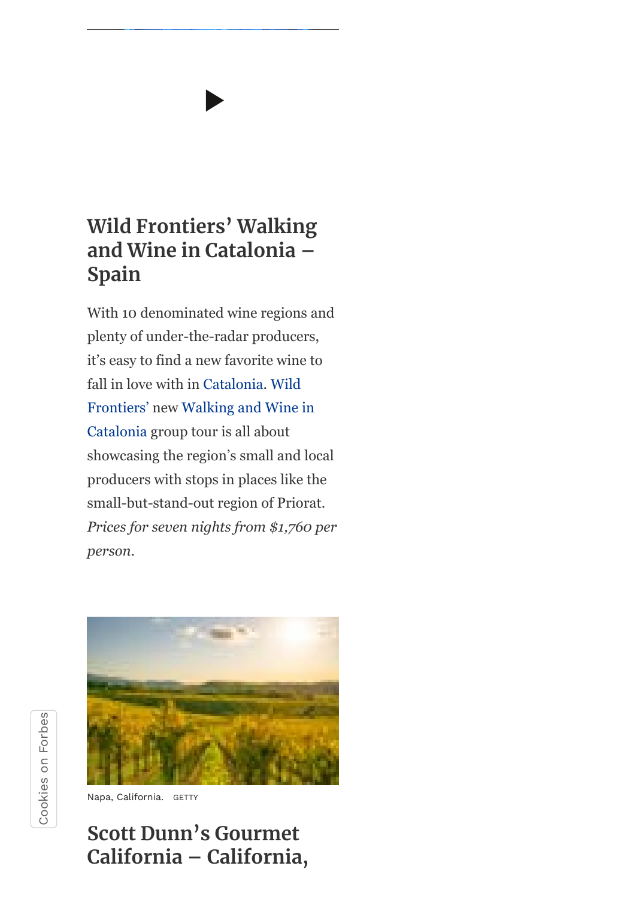## Wild Frontiers' Walking and Wine in Catalonia – Spain

With 10 denominated wine regions and plenty of under-the-radar producers, it's easy to find a new favorite wine to fall in love with in Catalonia. Wild Frontiers' new Walking and Wine in Catalonia group tour is all about showcasing the region's small and local producers with stops in places like the small-but-stand-out region of Priorat. *Prices for seven nights from $1,760 per person.*

Napa, California. GETTY

## Scott Dunn's Gourmet California – California,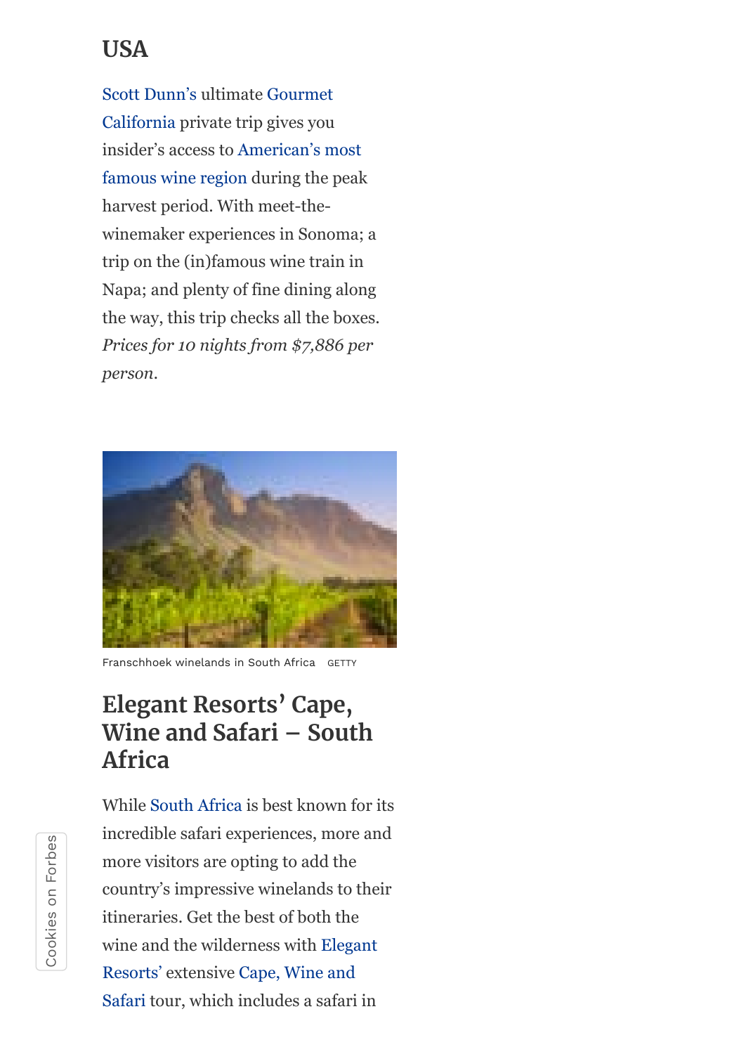## USA

Scott Dunn's ultimate Gourmet California private trip gives you insider's access to American's most famous wine region during the peak harvest period. With meet-the-winemaker experiences in Sonoma; a trip on the (in)famous wine train in Napa; and plenty of fine dining along the way, this trip checks all the boxes. *Prices for 10 nights from $7,886 per person.*

Franschhoek winelands in South Africa GETTY

## Elegant Resorts' Cape, Wine and Safari – South Africa

While South Africa is best known for its incredible safari experiences, more and more visitors are opting to add the country's impressive winelands to their itineraries. Get the best of both the wine and the wilderness with Elegant Resorts' extensive Cape, Wine and Safari tour, which includes a safari in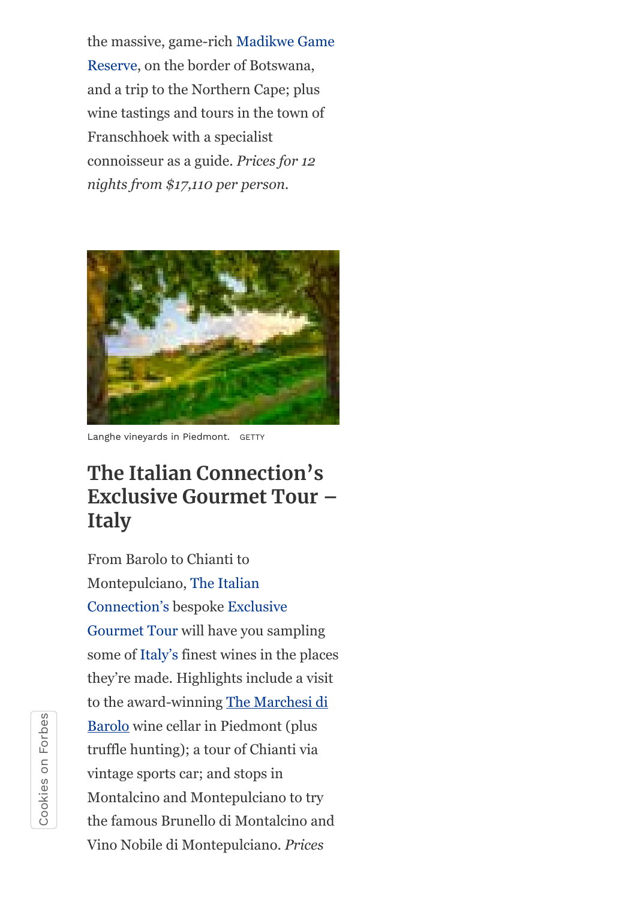the massive, game-rich Madikwe Game Reserve, on the border of Botswana, and a trip to the Northern Cape; plus wine tastings and tours in the town of Franschhoek with a specialist connoisseur as a guide. *Prices for 12 nights from $17,110 per person.*

Langhe vineyards in Piedmont. GETTY

## The Italian Connection's Exclusive Gourmet Tour – Italy

From Barolo to Chianti to Montepulciano, The Italian Connection's bespoke Exclusive Gourmet Tour will have you sampling some of Italy's finest wines in the places they're made. Highlights include a visit to the award-winning The Marchesi di Barolo wine cellar in Piedmont (plus truffle hunting); a tour of Chianti via vintage sports car; and stops in Montalcino and Montepulciano to try the famous Brunello di Montalcino and Vino Nobile di Montepulciano. *Prices*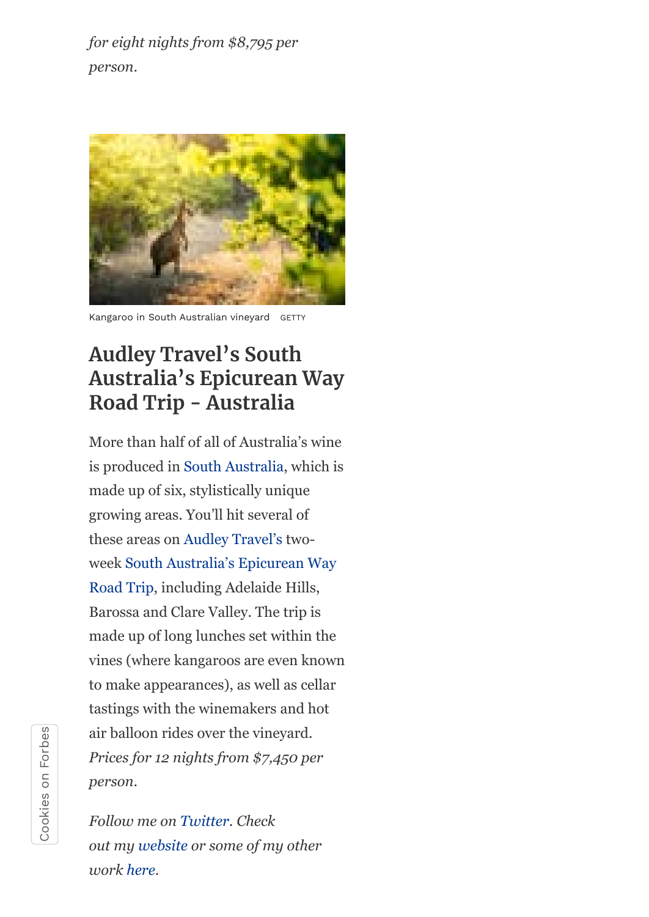*for eight nights from $8,795 per person.*

Kangaroo in South Australian vineyard GETTY

## Audley Travel's South Australia's Epicurean Way Road Trip - Australia

More than half of all of Australia's wine is produced in South Australia, which is made up of six, stylistically unique growing areas. You'll hit several of these areas on Audley Travel's two-week South Australia's Epicurean Way Road Trip, including Adelaide Hills, Barossa and Clare Valley. The trip is made up of long lunches set within the vines (where kangaroos are even known to make appearances), as well as cellar tastings with the winemakers and hot air balloon rides over the vineyard. *Prices for 12 nights from $7,450 per person.*

*Follow me on Twitter. Check out my website or some of my other work here.*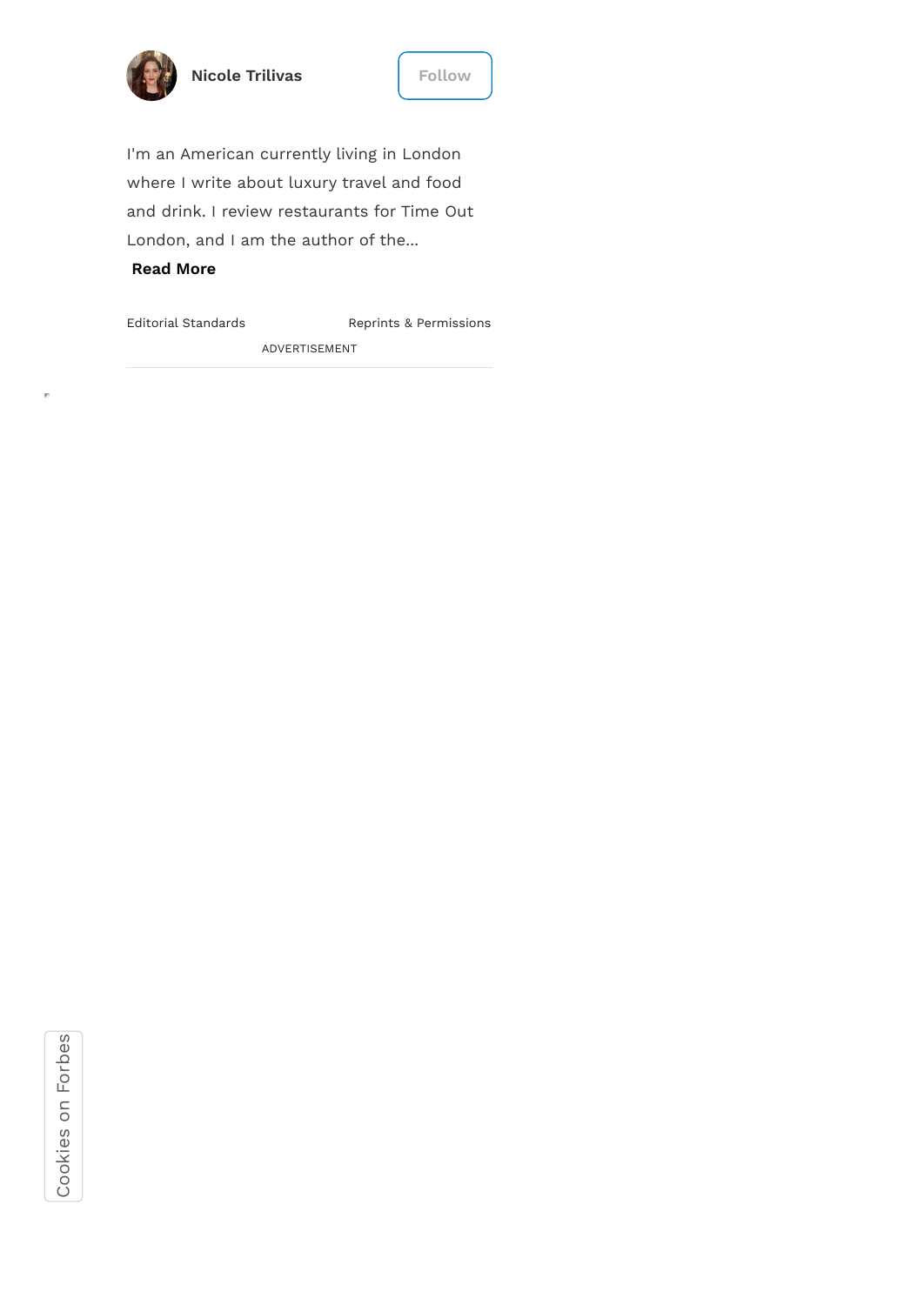Nicole Trilivas

Follow

I'm an American currently living in London where I write about luxury travel and food and drink. I review restaurants for Time Out London, and I am the author of the...

**Read More**

Editorial Standards

Reprints & Permissions

ADVERTISEMENT

Cookies on Forbes